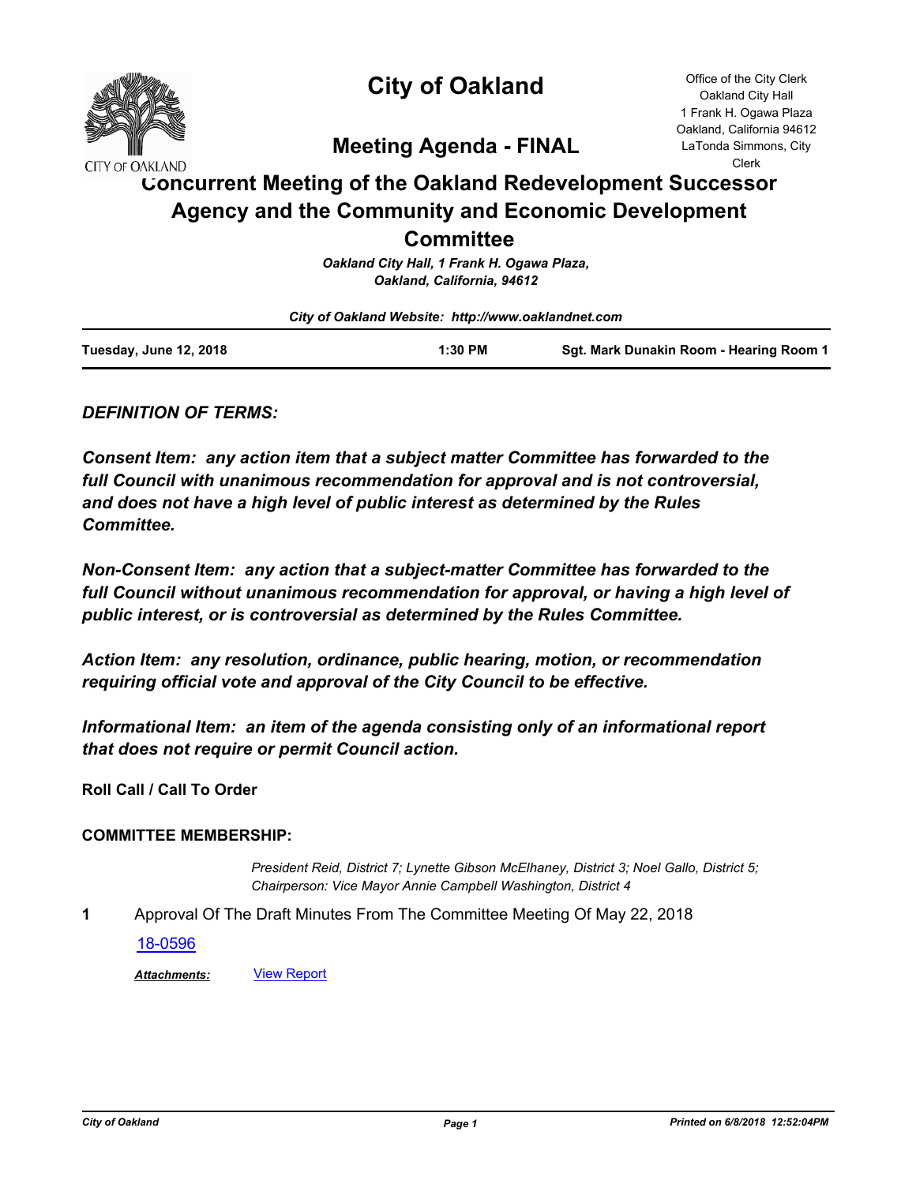# City of Oakland

## Meeting Agenda - FINAL

Office of the City Clerk
Oakland City Hall
1 Frank H. Ogawa Plaza
Oakland, California 94612
LaTonda Simmons, City Clerk

## Concurrent Meeting of the Oakland Redevelopment Successor Agency and the Community and Economic Development Committee

*Oakland City Hall, 1 Frank H. Ogawa Plaza, Oakland, California, 94612*

*City of Oakland Website: http://www.oaklandnet.com*

**Tuesday, June 12, 2018** | **1:30 PM** | **Sgt. Mark Dunakin Room - Hearing Room 1**

***DEFINITION OF TERMS:***

***Consent Item: any action item that a subject matter Committee has forwarded to the full Council with unanimous recommendation for approval and is not controversial, and does not have a high level of public interest as determined by the Rules Committee.***

***Non-Consent Item: any action that a subject-matter Committee has forwarded to the full Council without unanimous recommendation for approval, or having a high level of public interest, or is controversial as determined by the Rules Committee.***

***Action Item: any resolution, ordinance, public hearing, motion, or recommendation requiring official vote and approval of the City Council to be effective.***

***Informational Item: an item of the agenda consisting only of an informational report that does not require or permit Council action.***

**Roll Call / Call To Order**

**COMMITTEE MEMBERSHIP:**

*President Reid, District 7; Lynette Gibson McElhaney, District 3; Noel Gallo, District 5; Chairperson: Vice Mayor Annie Campbell Washington, District 4*

**1** Approval Of The Draft Minutes From The Committee Meeting Of May 22, 2018

18-0596

***Attachments:*** View Report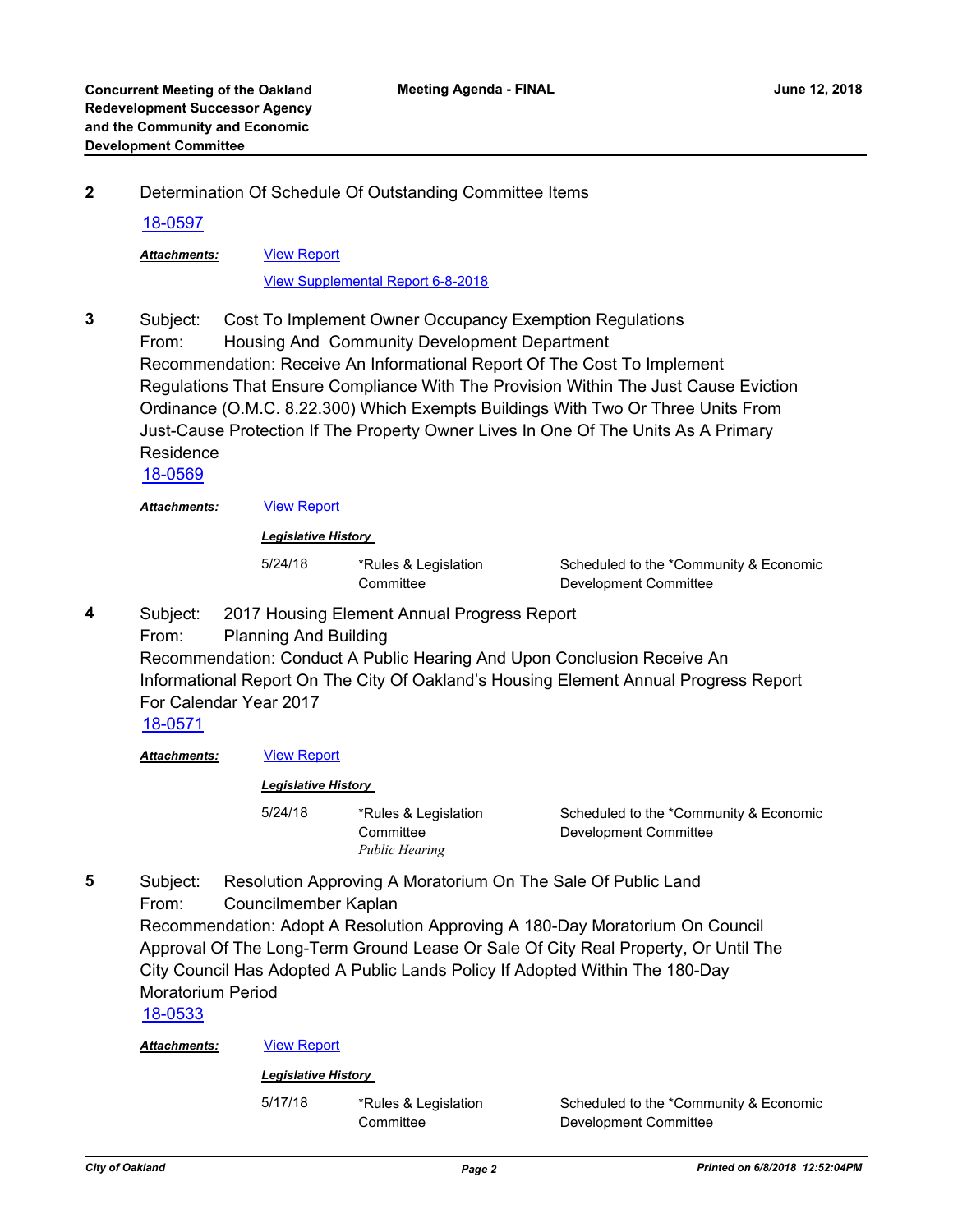**2** Determination Of Schedule Of Outstanding Committee Items

18-0597

***Attachments:*** View Report

View Supplemental Report 6-8-2018

**3** Subject: Cost To Implement Owner Occupancy Exemption Regulations
From: Housing And Community Development Department
Recommendation: Receive An Informational Report Of The Cost To Implement Regulations That Ensure Compliance With The Provision Within The Just Cause Eviction Ordinance (O.M.C. 8.22.300) Which Exempts Buildings With Two Or Three Units From Just-Cause Protection If The Property Owner Lives In One Of The Units As A Primary Residence

18-0569

***Attachments:*** View Report

***Legislative History***

| | | |
|---|---|---|
| 5/24/18 | *Rules & Legislation Committee | Scheduled to the *Community & Economic Development Committee |

**4** Subject: 2017 Housing Element Annual Progress Report
From: Planning And Building
Recommendation: Conduct A Public Hearing And Upon Conclusion Receive An Informational Report On The City Of Oakland's Housing Element Annual Progress Report For Calendar Year 2017

18-0571

***Attachments:*** View Report

***Legislative History***

| | | |
|---|---|---|
| 5/24/18 | *Rules & Legislation Committee *Public Hearing* | Scheduled to the *Community & Economic Development Committee |

**5** Subject: Resolution Approving A Moratorium On The Sale Of Public Land
From: Councilmember Kaplan
Recommendation: Adopt A Resolution Approving A 180-Day Moratorium On Council Approval Of The Long-Term Ground Lease Or Sale Of City Real Property, Or Until The City Council Has Adopted A Public Lands Policy If Adopted Within The 180-Day Moratorium Period

18-0533

***Attachments:*** View Report

***Legislative History***

| | | |
|---|---|---|
| 5/17/18 | *Rules & Legislation Committee | Scheduled to the *Community & Economic Development Committee |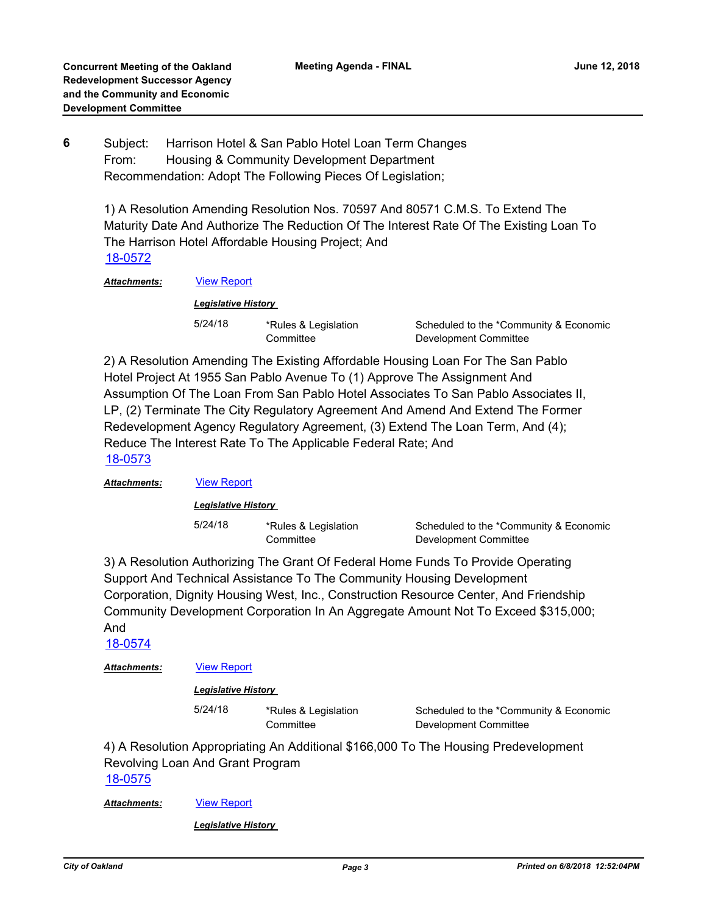**6** Subject: Harrison Hotel & San Pablo Hotel Loan Term Changes
From: Housing & Community Development Department
Recommendation: Adopt The Following Pieces Of Legislation;

1) A Resolution Amending Resolution Nos. 70597 And 80571 C.M.S. To Extend The Maturity Date And Authorize The Reduction Of The Interest Rate Of The Existing Loan To The Harrison Hotel Affordable Housing Project; And
18-0572

***Attachments:*** View Report

***Legislative History***

| | | |
|---|---|---|
| 5/24/18 | *Rules & Legislation Committee | Scheduled to the *Community & Economic Development Committee |

2) A Resolution Amending The Existing Affordable Housing Loan For The San Pablo Hotel Project At 1955 San Pablo Avenue To (1) Approve The Assignment And Assumption Of The Loan From San Pablo Hotel Associates To San Pablo Associates II, LP, (2) Terminate The City Regulatory Agreement And Amend And Extend The Former Redevelopment Agency Regulatory Agreement, (3) Extend The Loan Term, And (4); Reduce The Interest Rate To The Applicable Federal Rate; And
18-0573

***Attachments:*** View Report

***Legislative History***

| | | |
|---|---|---|
| 5/24/18 | *Rules & Legislation Committee | Scheduled to the *Community & Economic Development Committee |

3) A Resolution Authorizing The Grant Of Federal Home Funds To Provide Operating Support And Technical Assistance To The Community Housing Development Corporation, Dignity Housing West, Inc., Construction Resource Center, And Friendship Community Development Corporation In An Aggregate Amount Not To Exceed $315,000; And
18-0574

***Attachments:*** View Report

***Legislative History***

| | | |
|---|---|---|
| 5/24/18 | *Rules & Legislation Committee | Scheduled to the *Community & Economic Development Committee |

4) A Resolution Appropriating An Additional $166,000 To The Housing Predevelopment Revolving Loan And Grant Program
18-0575

***Attachments:*** View Report

***Legislative History***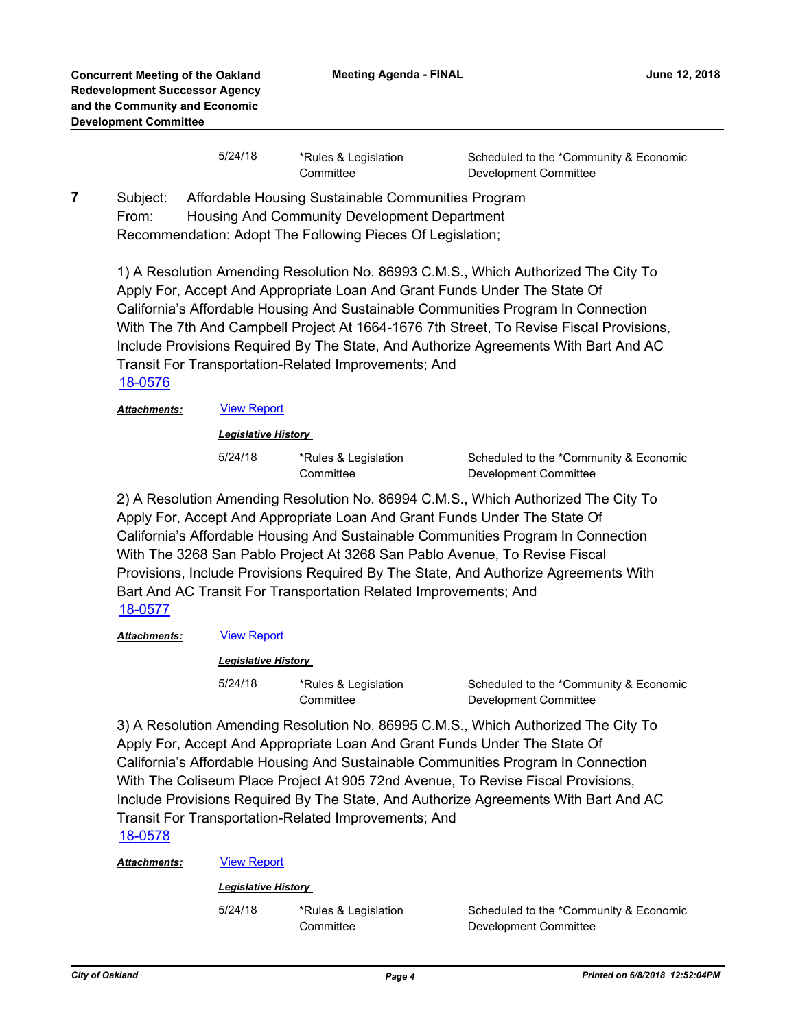| | | |
|---|---|---|
| 5/24/18 | *Rules & Legislation Committee | Scheduled to the *Community & Economic Development Committee |

**7** Subject: Affordable Housing Sustainable Communities Program
From: Housing And Community Development Department
Recommendation: Adopt The Following Pieces Of Legislation;

1) A Resolution Amending Resolution No. 86993 C.M.S., Which Authorized The City To Apply For, Accept And Appropriate Loan And Grant Funds Under The State Of California's Affordable Housing And Sustainable Communities Program In Connection With The 7th And Campbell Project At 1664-1676 7th Street, To Revise Fiscal Provisions, Include Provisions Required By The State, And Authorize Agreements With Bart And AC Transit For Transportation-Related Improvements; And
18-0576

***Attachments:*** View Report

***Legislative History***

| | | |
|---|---|---|
| 5/24/18 | *Rules & Legislation Committee | Scheduled to the *Community & Economic Development Committee |

2) A Resolution Amending Resolution No. 86994 C.M.S., Which Authorized The City To Apply For, Accept And Appropriate Loan And Grant Funds Under The State Of California's Affordable Housing And Sustainable Communities Program In Connection With The 3268 San Pablo Project At 3268 San Pablo Avenue, To Revise Fiscal Provisions, Include Provisions Required By The State, And Authorize Agreements With Bart And AC Transit For Transportation Related Improvements; And
18-0577

***Attachments:*** View Report

***Legislative History***

| | | |
|---|---|---|
| 5/24/18 | *Rules & Legislation Committee | Scheduled to the *Community & Economic Development Committee |

3) A Resolution Amending Resolution No. 86995 C.M.S., Which Authorized The City To Apply For, Accept And Appropriate Loan And Grant Funds Under The State Of California's Affordable Housing And Sustainable Communities Program In Connection With The Coliseum Place Project At 905 72nd Avenue, To Revise Fiscal Provisions, Include Provisions Required By The State, And Authorize Agreements With Bart And AC Transit For Transportation-Related Improvements; And
18-0578

***Attachments:*** View Report

***Legislative History***

| | | |
|---|---|---|
| 5/24/18 | *Rules & Legislation Committee | Scheduled to the *Community & Economic Development Committee |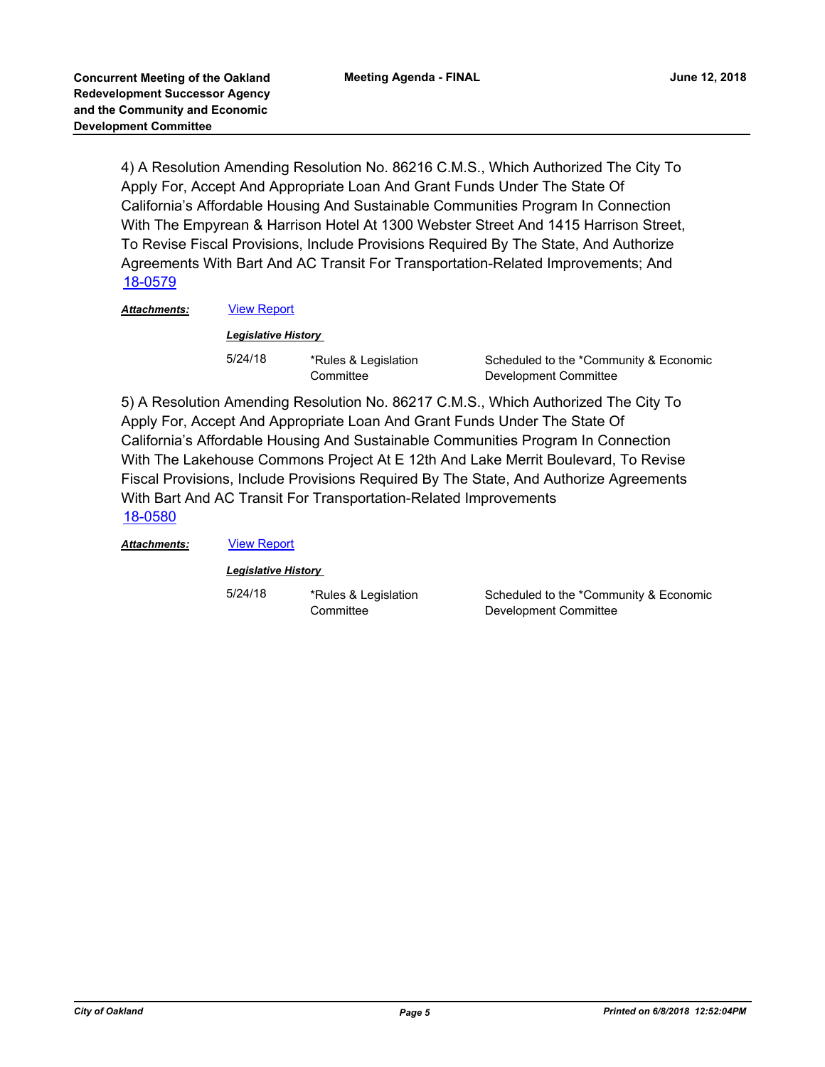4) A Resolution Amending Resolution No. 86216 C.M.S., Which Authorized The City To Apply For, Accept And Appropriate Loan And Grant Funds Under The State Of California's Affordable Housing And Sustainable Communities Program In Connection With The Empyrean & Harrison Hotel At 1300 Webster Street And 1415 Harrison Street, To Revise Fiscal Provisions, Include Provisions Required By The State, And Authorize Agreements With Bart And AC Transit For Transportation-Related Improvements; And

18-0579

***Attachments:*** View Report

***Legislative History***

| | | |
|---|---|---|
| 5/24/18 | *Rules & Legislation Committee | Scheduled to the *Community & Economic Development Committee |

5) A Resolution Amending Resolution No. 86217 C.M.S., Which Authorized The City To Apply For, Accept And Appropriate Loan And Grant Funds Under The State Of California's Affordable Housing And Sustainable Communities Program In Connection With The Lakehouse Commons Project At E 12th And Lake Merrit Boulevard, To Revise Fiscal Provisions, Include Provisions Required By The State, And Authorize Agreements With Bart And AC Transit For Transportation-Related Improvements

18-0580

***Attachments:*** View Report

***Legislative History***

| | | |
|---|---|---|
| 5/24/18 | *Rules & Legislation Committee | Scheduled to the *Community & Economic Development Committee |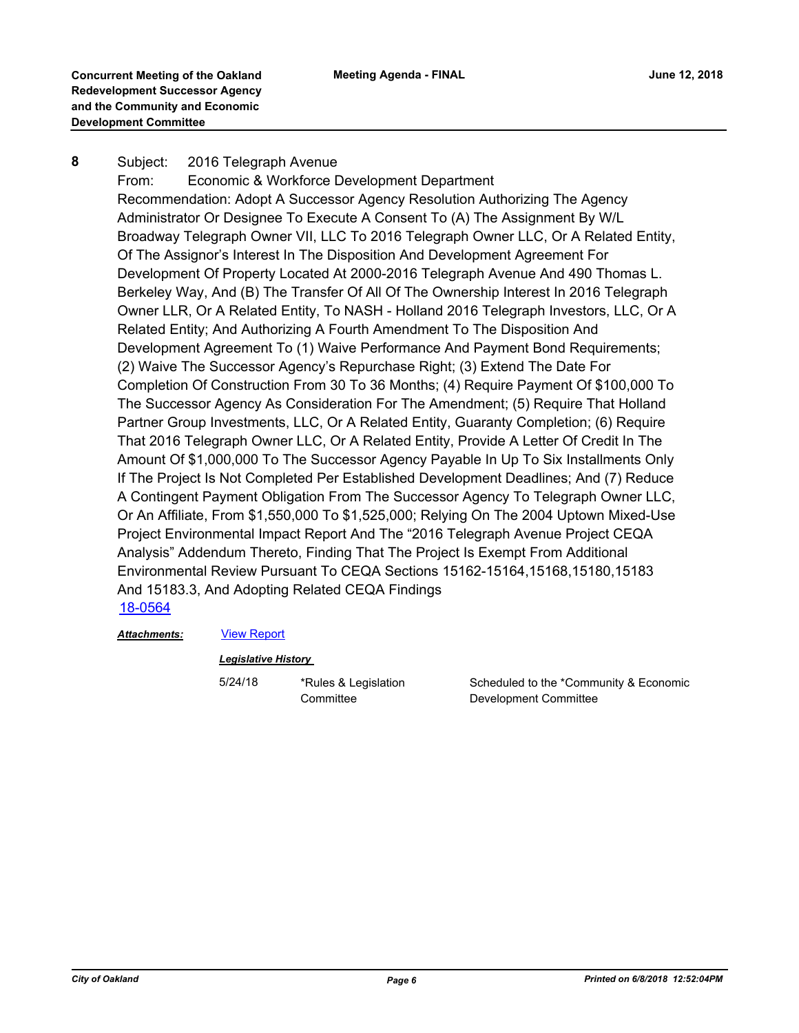**8** Subject: 2016 Telegraph Avenue

From: Economic & Workforce Development Department

Recommendation: Adopt A Successor Agency Resolution Authorizing The Agency Administrator Or Designee To Execute A Consent To (A) The Assignment By W/L Broadway Telegraph Owner VII, LLC To 2016 Telegraph Owner LLC, Or A Related Entity, Of The Assignor's Interest In The Disposition And Development Agreement For Development Of Property Located At 2000-2016 Telegraph Avenue And 490 Thomas L. Berkeley Way, And (B) The Transfer Of All Of The Ownership Interest In 2016 Telegraph Owner LLR, Or A Related Entity, To NASH - Holland 2016 Telegraph Investors, LLC, Or A Related Entity; And Authorizing A Fourth Amendment To The Disposition And Development Agreement To (1) Waive Performance And Payment Bond Requirements; (2) Waive The Successor Agency's Repurchase Right; (3) Extend The Date For Completion Of Construction From 30 To 36 Months; (4) Require Payment Of $100,000 To The Successor Agency As Consideration For The Amendment; (5) Require That Holland Partner Group Investments, LLC, Or A Related Entity, Guaranty Completion; (6) Require That 2016 Telegraph Owner LLC, Or A Related Entity, Provide A Letter Of Credit In The Amount Of $1,000,000 To The Successor Agency Payable In Up To Six Installments Only If The Project Is Not Completed Per Established Development Deadlines; And (7) Reduce A Contingent Payment Obligation From The Successor Agency To Telegraph Owner LLC, Or An Affiliate, From $1,550,000 To $1,525,000; Relying On The 2004 Uptown Mixed-Use Project Environmental Impact Report And The "2016 Telegraph Avenue Project CEQA Analysis" Addendum Thereto, Finding That The Project Is Exempt From Additional Environmental Review Pursuant To CEQA Sections 15162-15164,15168,15180,15183 And 15183.3, And Adopting Related CEQA Findings

18-0564

***Attachments:*** View Report

***Legislative History***

| | | |
|---|---|---|
| 5/24/18 | *Rules & Legislation Committee | Scheduled to the *Community & Economic Development Committee |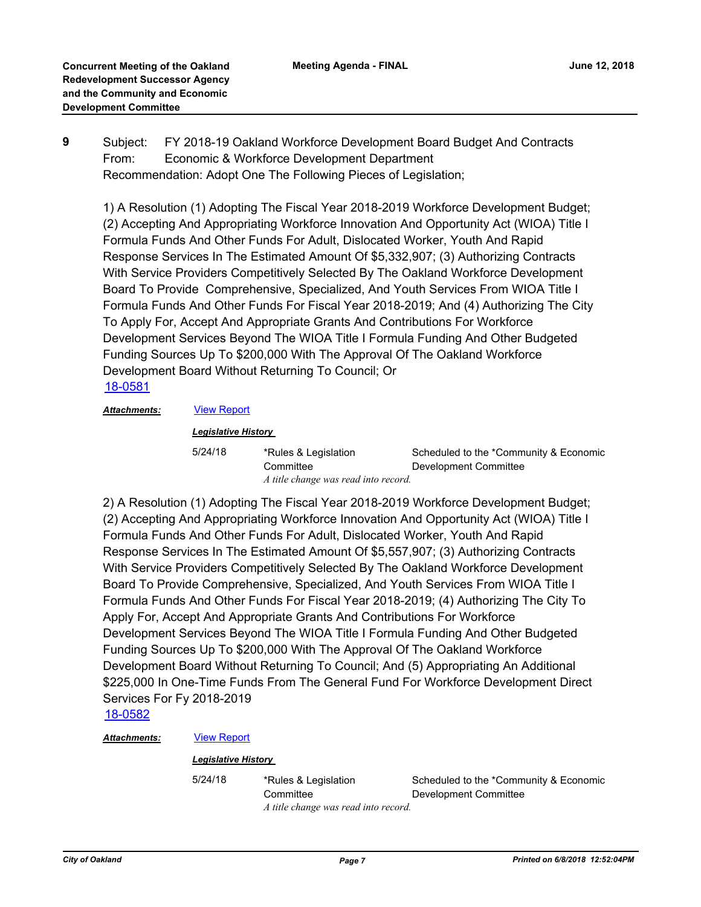**9** Subject: FY 2018-19 Oakland Workforce Development Board Budget And Contracts
From: Economic & Workforce Development Department
Recommendation: Adopt One The Following Pieces of Legislation;

1) A Resolution (1) Adopting The Fiscal Year 2018-2019 Workforce Development Budget; (2) Accepting And Appropriating Workforce Innovation And Opportunity Act (WIOA) Title I Formula Funds And Other Funds For Adult, Dislocated Worker, Youth And Rapid Response Services In The Estimated Amount Of $5,332,907; (3) Authorizing Contracts With Service Providers Competitively Selected By The Oakland Workforce Development Board To Provide Comprehensive, Specialized, And Youth Services From WIOA Title I Formula Funds And Other Funds For Fiscal Year 2018-2019; And (4) Authorizing The City To Apply For, Accept And Appropriate Grants And Contributions For Workforce Development Services Beyond The WIOA Title I Formula Funding And Other Budgeted Funding Sources Up To $200,000 With The Approval Of The Oakland Workforce Development Board Without Returning To Council; Or
18-0581

***Attachments:*** View Report

***Legislative History***

| | | |
|---|---|---|
| 5/24/18 | *Rules & Legislation Committee | Scheduled to the *Community & Economic Development Committee |
| | *A title change was read into record.* | |

2) A Resolution (1) Adopting The Fiscal Year 2018-2019 Workforce Development Budget; (2) Accepting And Appropriating Workforce Innovation And Opportunity Act (WIOA) Title I Formula Funds And Other Funds For Adult, Dislocated Worker, Youth And Rapid Response Services In The Estimated Amount Of $5,557,907; (3) Authorizing Contracts With Service Providers Competitively Selected By The Oakland Workforce Development Board To Provide Comprehensive, Specialized, And Youth Services From WIOA Title I Formula Funds And Other Funds For Fiscal Year 2018-2019; (4) Authorizing The City To Apply For, Accept And Appropriate Grants And Contributions For Workforce Development Services Beyond The WIOA Title I Formula Funding And Other Budgeted Funding Sources Up To $200,000 With The Approval Of The Oakland Workforce Development Board Without Returning To Council; And (5) Appropriating An Additional $225,000 In One-Time Funds From The General Fund For Workforce Development Direct Services For Fy 2018-2019
18-0582

***Attachments:*** View Report

***Legislative History***

| | | |
|---|---|---|
| 5/24/18 | *Rules & Legislation Committee | Scheduled to the *Community & Economic Development Committee |
| | *A title change was read into record.* | |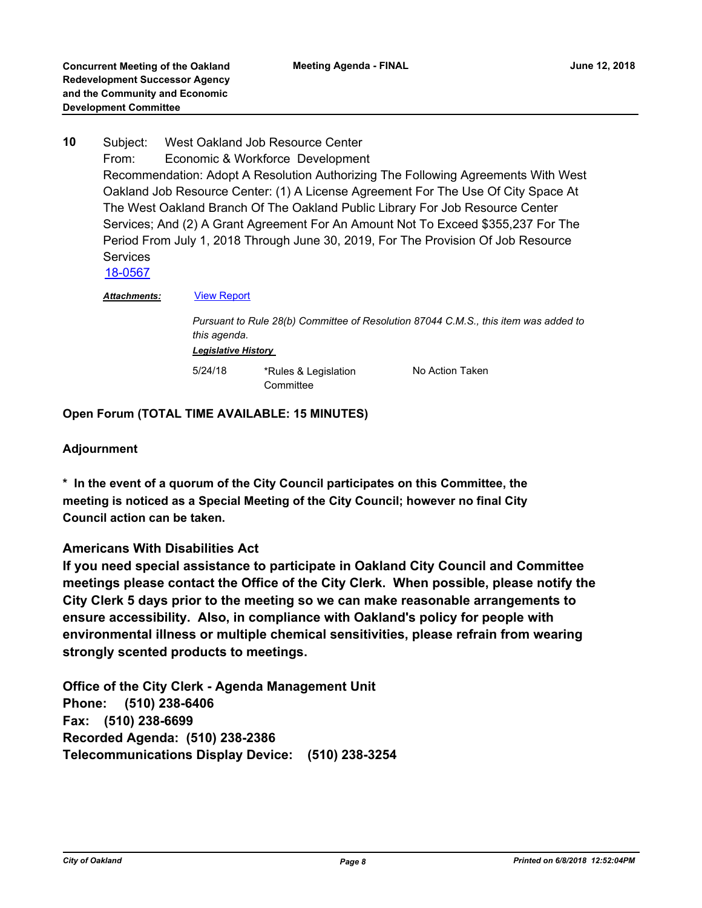**10** Subject: West Oakland Job Resource Center
From: Economic & Workforce Development
Recommendation: Adopt A Resolution Authorizing The Following Agreements With West Oakland Job Resource Center: (1) A License Agreement For The Use Of City Space At The West Oakland Branch Of The Oakland Public Library For Job Resource Center Services; And (2) A Grant Agreement For An Amount Not To Exceed $355,237 For The Period From July 1, 2018 Through June 30, 2019, For The Provision Of Job Resource Services
18-0567

***Attachments:*** View Report

*Pursuant to Rule 28(b) Committee of Resolution 87044 C.M.S., this item was added to this agenda.*

***Legislative History***

| | | |
|---|---|---|
| 5/24/18 | *Rules & Legislation Committee | No Action Taken |

**Open Forum (TOTAL TIME AVAILABLE: 15 MINUTES)**

**Adjournment**

**\* In the event of a quorum of the City Council participates on this Committee, the meeting is noticed as a Special Meeting of the City Council; however no final City Council action can be taken.**

**Americans With Disabilities Act**

**If you need special assistance to participate in Oakland City Council and Committee meetings please contact the Office of the City Clerk. When possible, please notify the City Clerk 5 days prior to the meeting so we can make reasonable arrangements to ensure accessibility. Also, in compliance with Oakland's policy for people with environmental illness or multiple chemical sensitivities, please refrain from wearing strongly scented products to meetings.**

**Office of the City Clerk - Agenda Management Unit**
**Phone: (510) 238-6406**
**Fax: (510) 238-6699**
**Recorded Agenda: (510) 238-2386**
**Telecommunications Display Device: (510) 238-3254**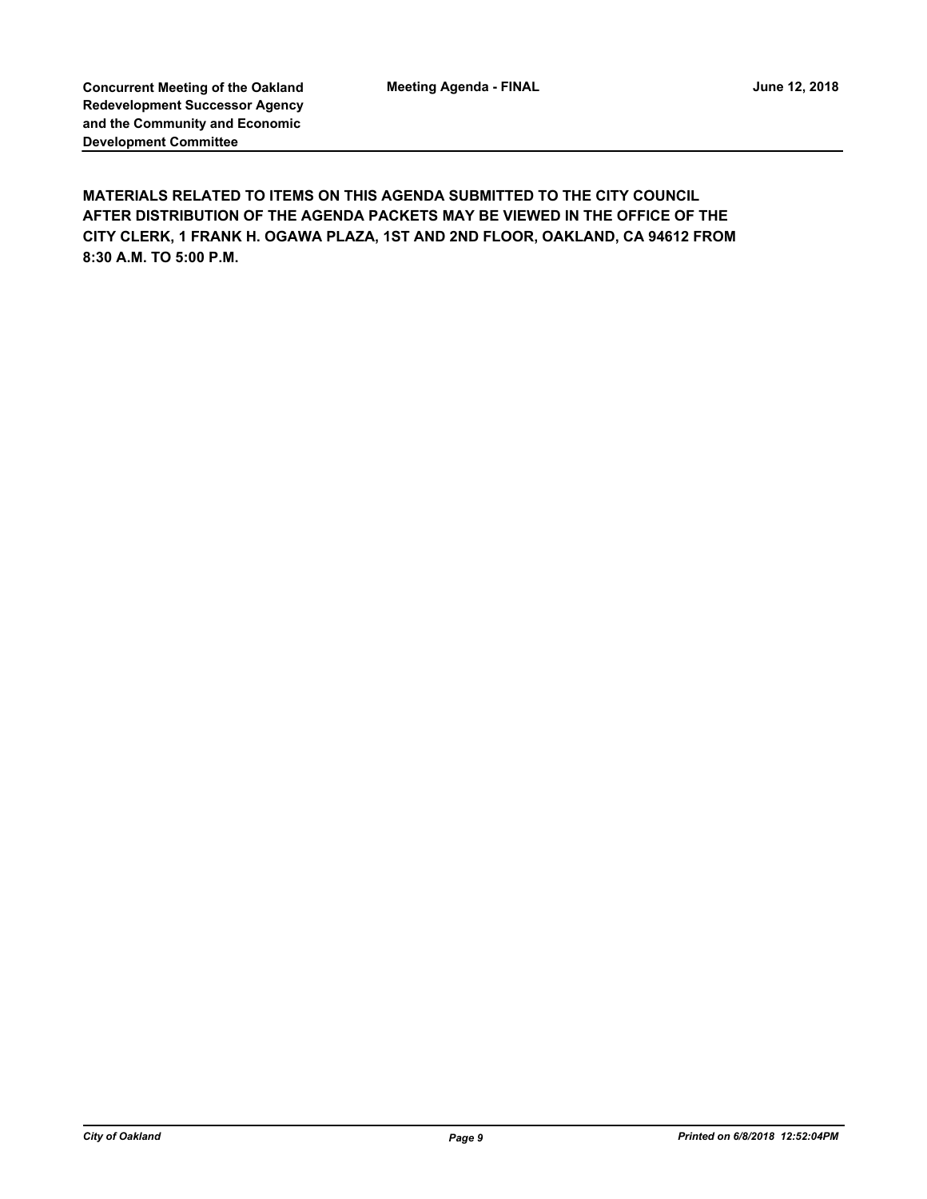**MATERIALS RELATED TO ITEMS ON THIS AGENDA SUBMITTED TO THE CITY COUNCIL AFTER DISTRIBUTION OF THE AGENDA PACKETS MAY BE VIEWED IN THE OFFICE OF THE CITY CLERK, 1 FRANK H. OGAWA PLAZA, 1ST AND 2ND FLOOR, OAKLAND, CA 94612 FROM 8:30 A.M. TO 5:00 P.M.**